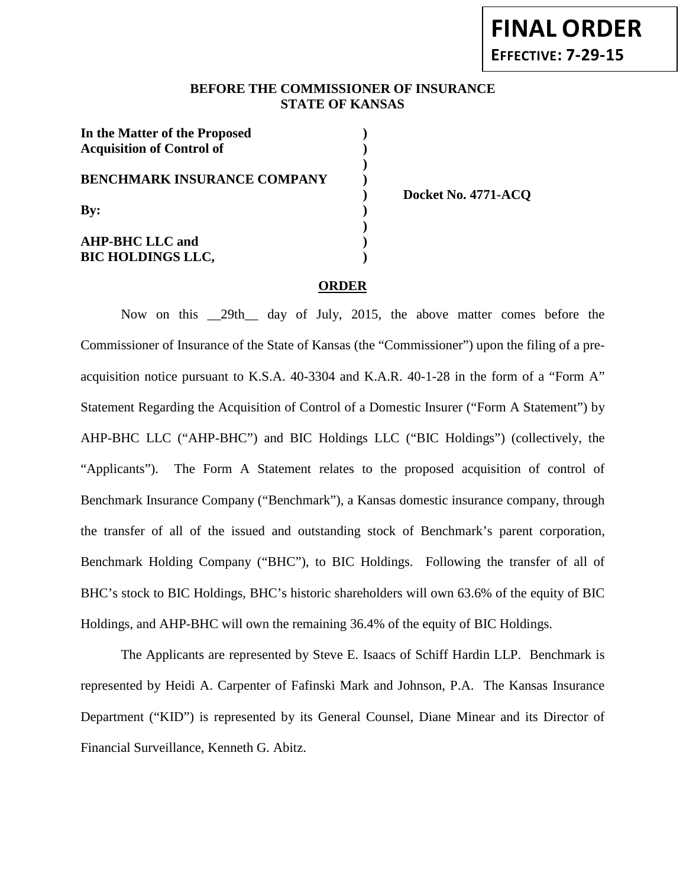**FINAL ORDER**
**EFFECTIVE: 7-29-15**

**BEFORE THE COMMISSIONER OF INSURANCE**
**STATE OF KANSAS**

| | | |
|---|---|---|
| **In the Matter of the Proposed** | **)** | |
| **Acquisition of Control of** | **)** | |
| | **)** | |
| **BENCHMARK INSURANCE COMPANY** | **)** | |
| | **)** | **Docket No. 4771-ACQ** |
| **By:** | **)** | |
| | **)** | |
| **AHP-BHC LLC and** | **)** | |
| **BIC HOLDINGS LLC,** | **)** | |

**ORDER**

Now on this __29th__ day of July, 2015, the above matter comes before the Commissioner of Insurance of the State of Kansas (the "Commissioner") upon the filing of a pre-acquisition notice pursuant to K.S.A. 40-3304 and K.A.R. 40-1-28 in the form of a "Form A" Statement Regarding the Acquisition of Control of a Domestic Insurer ("Form A Statement") by AHP-BHC LLC ("AHP-BHC") and BIC Holdings LLC ("BIC Holdings") (collectively, the "Applicants"). The Form A Statement relates to the proposed acquisition of control of Benchmark Insurance Company ("Benchmark"), a Kansas domestic insurance company, through the transfer of all of the issued and outstanding stock of Benchmark's parent corporation, Benchmark Holding Company ("BHC"), to BIC Holdings. Following the transfer of all of BHC's stock to BIC Holdings, BHC's historic shareholders will own 63.6% of the equity of BIC Holdings, and AHP-BHC will own the remaining 36.4% of the equity of BIC Holdings.

The Applicants are represented by Steve E. Isaacs of Schiff Hardin LLP. Benchmark is represented by Heidi A. Carpenter of Fafinski Mark and Johnson, P.A. The Kansas Insurance Department ("KID") is represented by its General Counsel, Diane Minear and its Director of Financial Surveillance, Kenneth G. Abitz.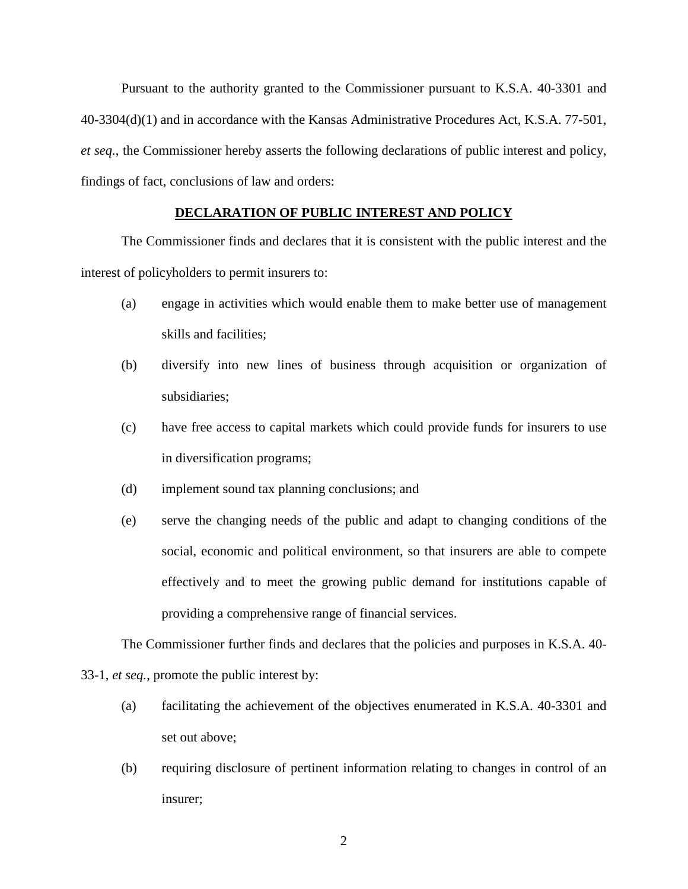Pursuant to the authority granted to the Commissioner pursuant to K.S.A. 40-3301 and 40-3304(d)(1) and in accordance with the Kansas Administrative Procedures Act, K.S.A. 77-501, *et seq.*, the Commissioner hereby asserts the following declarations of public interest and policy, findings of fact, conclusions of law and orders:

## DECLARATION OF PUBLIC INTEREST AND POLICY

The Commissioner finds and declares that it is consistent with the public interest and the interest of policyholders to permit insurers to:

(a) engage in activities which would enable them to make better use of management skills and facilities;

(b) diversify into new lines of business through acquisition or organization of subsidiaries;

(c) have free access to capital markets which could provide funds for insurers to use in diversification programs;

(d) implement sound tax planning conclusions; and

(e) serve the changing needs of the public and adapt to changing conditions of the social, economic and political environment, so that insurers are able to compete effectively and to meet the growing public demand for institutions capable of providing a comprehensive range of financial services.

The Commissioner further finds and declares that the policies and purposes in K.S.A. 40-33-1, *et seq.*, promote the public interest by:

(a) facilitating the achievement of the objectives enumerated in K.S.A. 40-3301 and set out above;

(b) requiring disclosure of pertinent information relating to changes in control of an insurer;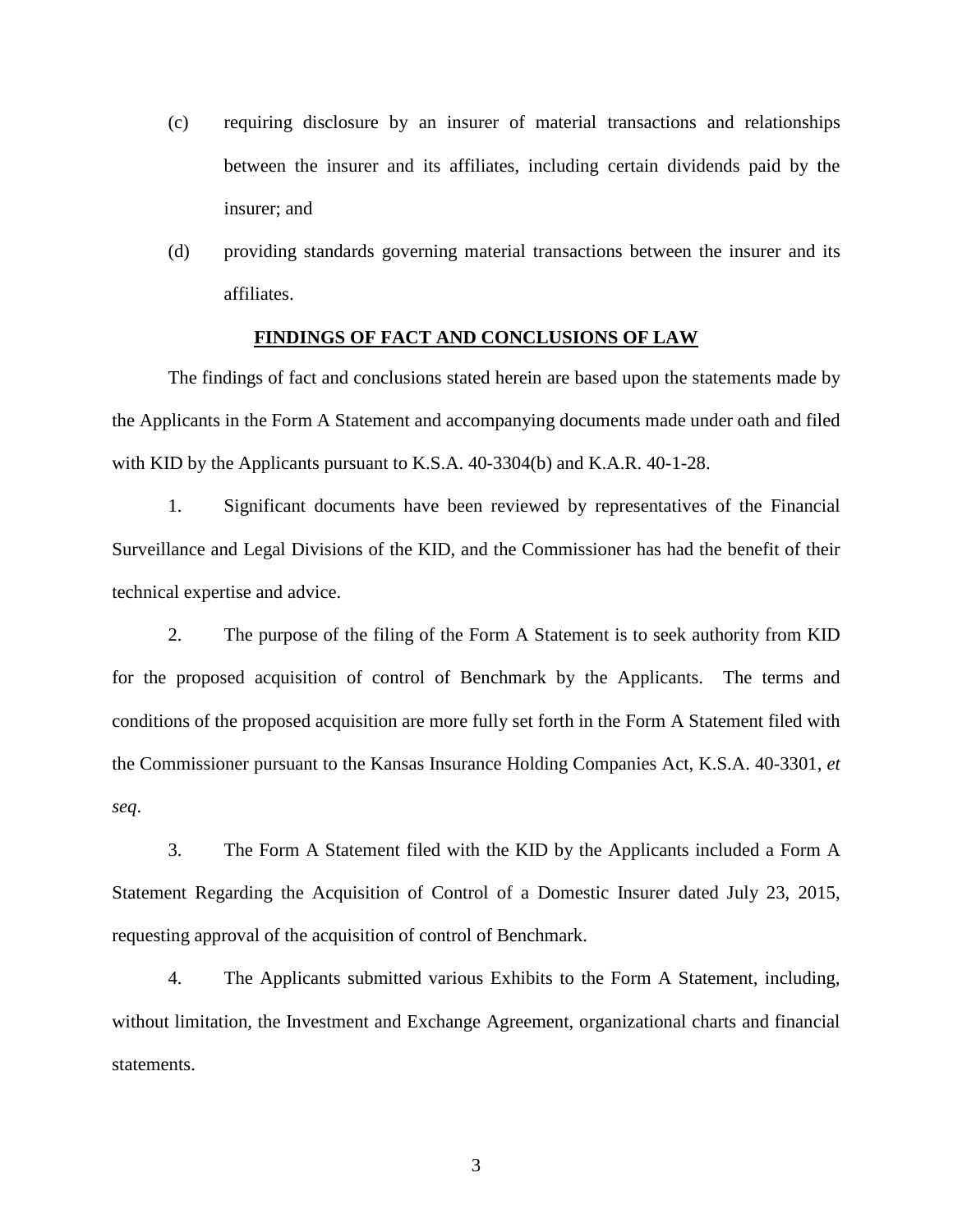(c) requiring disclosure by an insurer of material transactions and relationships between the insurer and its affiliates, including certain dividends paid by the insurer; and

(d) providing standards governing material transactions between the insurer and its affiliates.

**FINDINGS OF FACT AND CONCLUSIONS OF LAW**

The findings of fact and conclusions stated herein are based upon the statements made by the Applicants in the Form A Statement and accompanying documents made under oath and filed with KID by the Applicants pursuant to K.S.A. 40-3304(b) and K.A.R. 40-1-28.

1. Significant documents have been reviewed by representatives of the Financial Surveillance and Legal Divisions of the KID, and the Commissioner has had the benefit of their technical expertise and advice.

2. The purpose of the filing of the Form A Statement is to seek authority from KID for the proposed acquisition of control of Benchmark by the Applicants. The terms and conditions of the proposed acquisition are more fully set forth in the Form A Statement filed with the Commissioner pursuant to the Kansas Insurance Holding Companies Act, K.S.A. 40-3301, *et seq*.

3. The Form A Statement filed with the KID by the Applicants included a Form A Statement Regarding the Acquisition of Control of a Domestic Insurer dated July 23, 2015, requesting approval of the acquisition of control of Benchmark.

4. The Applicants submitted various Exhibits to the Form A Statement, including, without limitation, the Investment and Exchange Agreement, organizational charts and financial statements.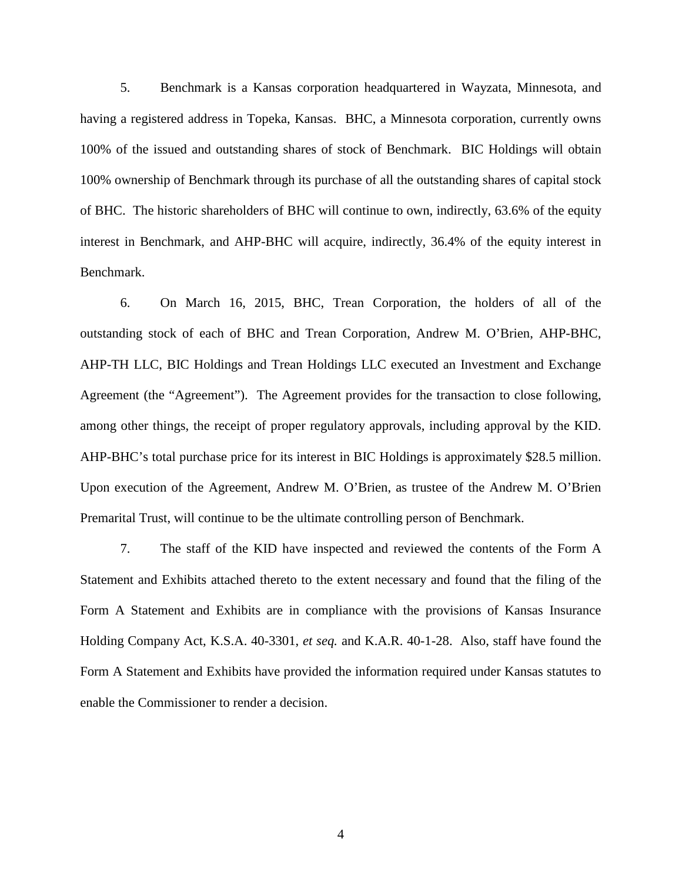5. Benchmark is a Kansas corporation headquartered in Wayzata, Minnesota, and having a registered address in Topeka, Kansas. BHC, a Minnesota corporation, currently owns 100% of the issued and outstanding shares of stock of Benchmark. BIC Holdings will obtain 100% ownership of Benchmark through its purchase of all the outstanding shares of capital stock of BHC. The historic shareholders of BHC will continue to own, indirectly, 63.6% of the equity interest in Benchmark, and AHP-BHC will acquire, indirectly, 36.4% of the equity interest in Benchmark.

6. On March 16, 2015, BHC, Trean Corporation, the holders of all of the outstanding stock of each of BHC and Trean Corporation, Andrew M. O'Brien, AHP-BHC, AHP-TH LLC, BIC Holdings and Trean Holdings LLC executed an Investment and Exchange Agreement (the "Agreement"). The Agreement provides for the transaction to close following, among other things, the receipt of proper regulatory approvals, including approval by the KID. AHP-BHC's total purchase price for its interest in BIC Holdings is approximately $28.5 million. Upon execution of the Agreement, Andrew M. O'Brien, as trustee of the Andrew M. O'Brien Premarital Trust, will continue to be the ultimate controlling person of Benchmark.

7. The staff of the KID have inspected and reviewed the contents of the Form A Statement and Exhibits attached thereto to the extent necessary and found that the filing of the Form A Statement and Exhibits are in compliance with the provisions of Kansas Insurance Holding Company Act, K.S.A. 40-3301, *et seq.* and K.A.R. 40-1-28. Also, staff have found the Form A Statement and Exhibits have provided the information required under Kansas statutes to enable the Commissioner to render a decision.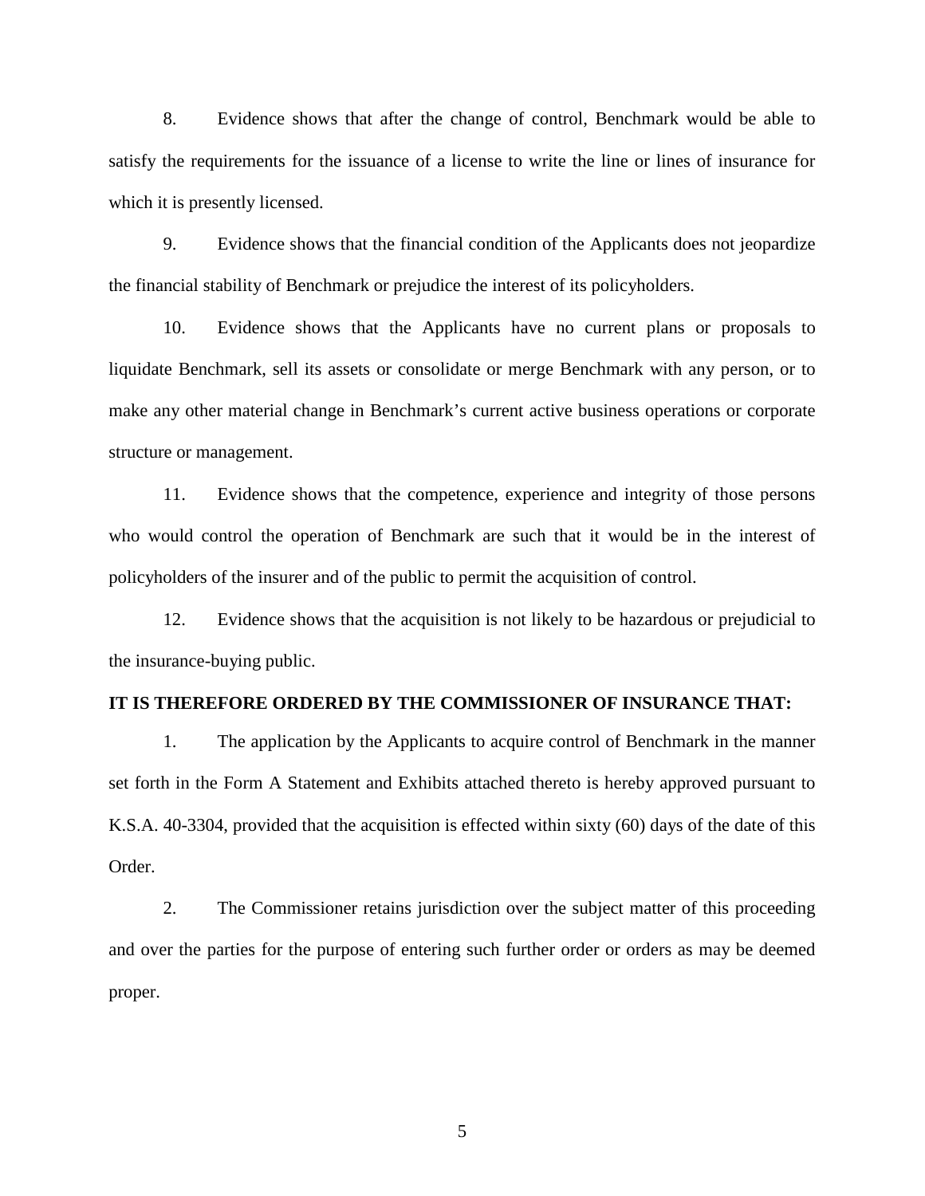8. Evidence shows that after the change of control, Benchmark would be able to satisfy the requirements for the issuance of a license to write the line or lines of insurance for which it is presently licensed.

9. Evidence shows that the financial condition of the Applicants does not jeopardize the financial stability of Benchmark or prejudice the interest of its policyholders.

10. Evidence shows that the Applicants have no current plans or proposals to liquidate Benchmark, sell its assets or consolidate or merge Benchmark with any person, or to make any other material change in Benchmark's current active business operations or corporate structure or management.

11. Evidence shows that the competence, experience and integrity of those persons who would control the operation of Benchmark are such that it would be in the interest of policyholders of the insurer and of the public to permit the acquisition of control.

12. Evidence shows that the acquisition is not likely to be hazardous or prejudicial to the insurance-buying public.

**IT IS THEREFORE ORDERED BY THE COMMISSIONER OF INSURANCE THAT:**

1. The application by the Applicants to acquire control of Benchmark in the manner set forth in the Form A Statement and Exhibits attached thereto is hereby approved pursuant to K.S.A. 40-3304, provided that the acquisition is effected within sixty (60) days of the date of this Order.

2. The Commissioner retains jurisdiction over the subject matter of this proceeding and over the parties for the purpose of entering such further order or orders as may be deemed proper.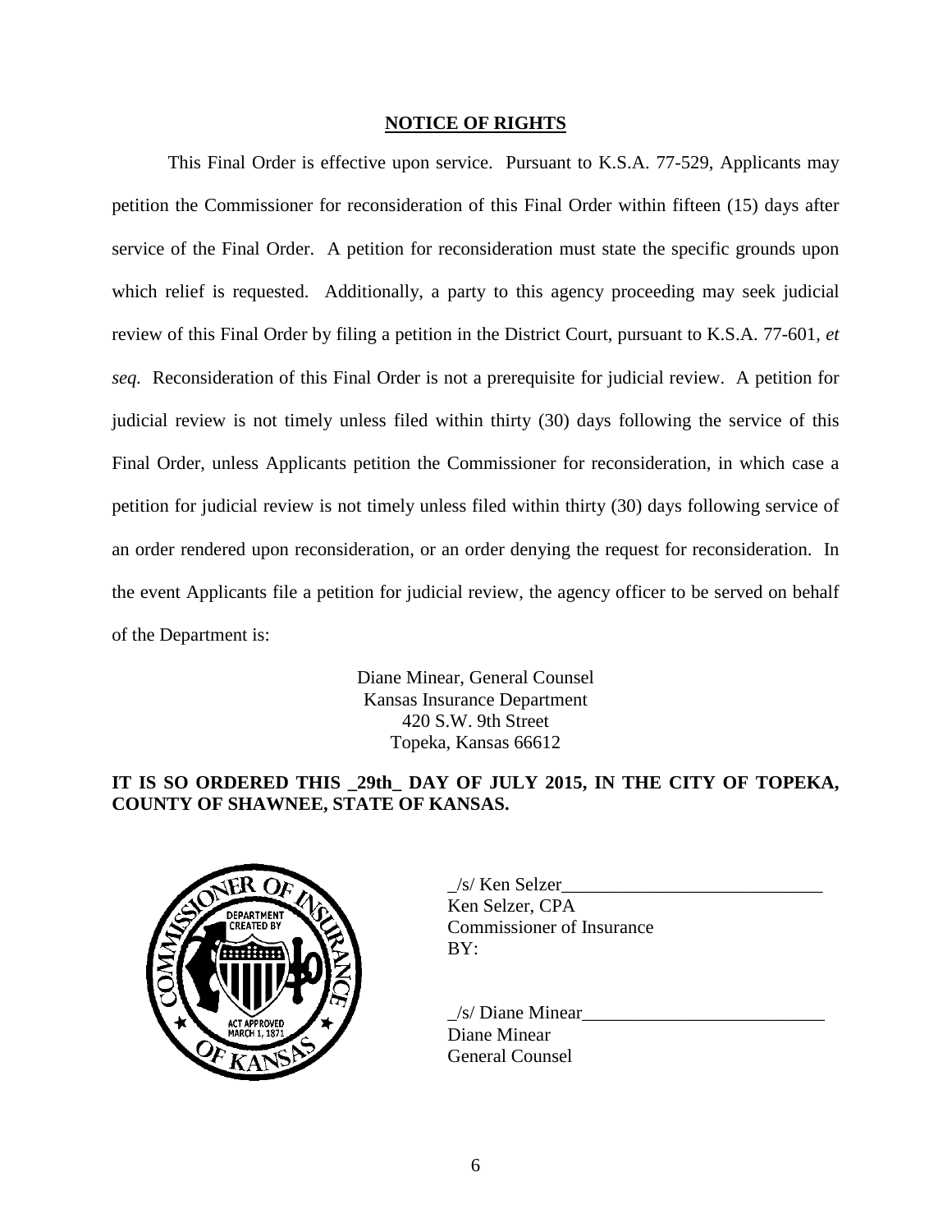**NOTICE OF RIGHTS**

This Final Order is effective upon service. Pursuant to K.S.A. 77-529, Applicants may petition the Commissioner for reconsideration of this Final Order within fifteen (15) days after service of the Final Order. A petition for reconsideration must state the specific grounds upon which relief is requested. Additionally, a party to this agency proceeding may seek judicial review of this Final Order by filing a petition in the District Court, pursuant to K.S.A. 77-601, *et seq.* Reconsideration of this Final Order is not a prerequisite for judicial review. A petition for judicial review is not timely unless filed within thirty (30) days following the service of this Final Order, unless Applicants petition the Commissioner for reconsideration, in which case a petition for judicial review is not timely unless filed within thirty (30) days following service of an order rendered upon reconsideration, or an order denying the request for reconsideration. In the event Applicants file a petition for judicial review, the agency officer to be served on behalf of the Department is:

Diane Minear, General Counsel
Kansas Insurance Department
420 S.W. 9th Street
Topeka, Kansas 66612

**IT IS SO ORDERED THIS _29th_ DAY OF JULY 2015, IN THE CITY OF TOPEKA, COUNTY OF SHAWNEE, STATE OF KANSAS.**

_/s/ Ken Selzer____________________________
Ken Selzer, CPA
Commissioner of Insurance
BY:

_/s/ Diane Minear__________________________
Diane Minear
General Counsel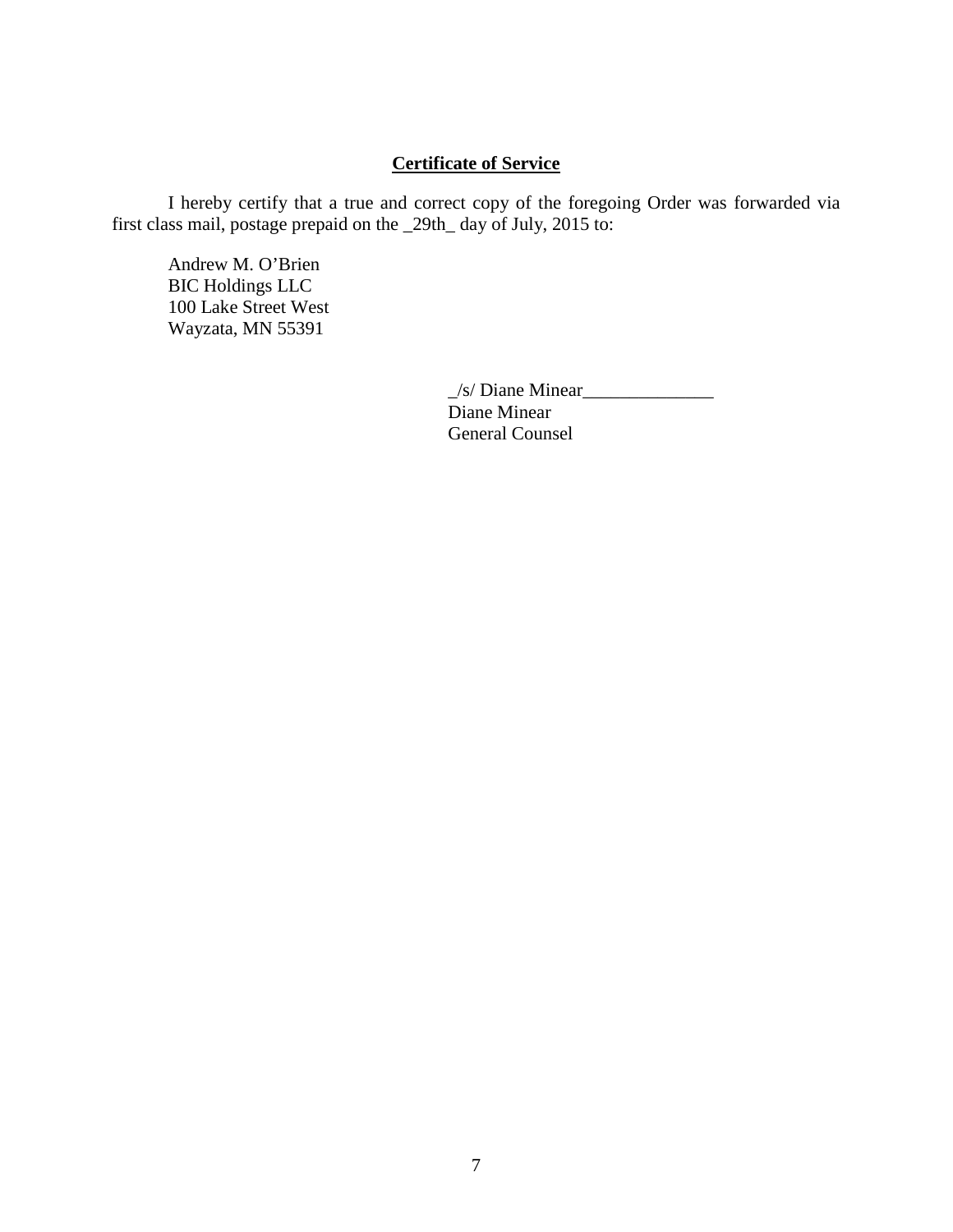**Certificate of Service**

I hereby certify that a true and correct copy of the foregoing Order was forwarded via first class mail, postage prepaid on the _29th_ day of July, 2015 to:

Andrew M. O'Brien
BIC Holdings LLC
100 Lake Street West
Wayzata, MN 55391

_/s/ Diane Minear______________
Diane Minear
General Counsel